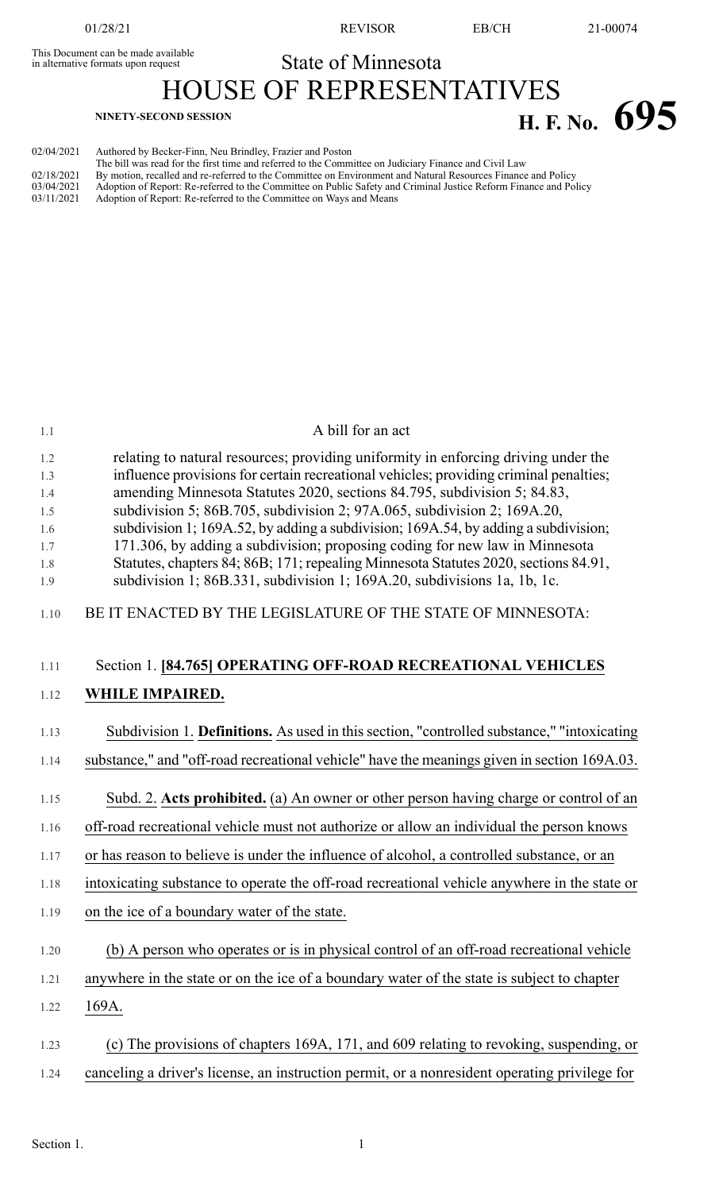This Document can be made available in alternative formats upon request

State of Minnesota

# HOUSE OF REPRESENTATIVES

**NINETY-SECOND SESSION**

# H. F. No. 695

02/04/2021 Authored by Becker-Finn, Neu Brindley, Frazier and Poston
The bill was read for the first time and referred to the Committee on Judiciary Finance and Civil Law
02/18/2021 By motion, recalled and re-referred to the Committee on Environment and Natural Resources Finance and Policy
03/04/2021 Adoption of Report: Re-referred to the Committee on Public Safety and Criminal Justice Reform Finance and Policy
03/11/2021 Adoption of Report: Re-referred to the Committee on Ways and Means

A bill for an act

relating to natural resources; providing uniformity in enforcing driving under the influence provisions for certain recreational vehicles; providing criminal penalties; amending Minnesota Statutes 2020, sections 84.795, subdivision 5; 84.83, subdivision 5; 86B.705, subdivision 2; 97A.065, subdivision 2; 169A.20, subdivision 1; 169A.52, by adding a subdivision; 169A.54, by adding a subdivision; 171.306, by adding a subdivision; proposing coding for new law in Minnesota Statutes, chapters 84; 86B; 171; repealing Minnesota Statutes 2020, sections 84.91, subdivision 1; 86B.331, subdivision 1; 169A.20, subdivisions 1a, 1b, 1c.

BE IT ENACTED BY THE LEGISLATURE OF THE STATE OF MINNESOTA:

Section 1. **[84.765] OPERATING OFF-ROAD RECREATIONAL VEHICLES WHILE IMPAIRED.**

Subdivision 1. **Definitions.** As used in this section, "controlled substance," "intoxicating substance," and "off-road recreational vehicle" have the meanings given in section 169A.03.

Subd. 2. **Acts prohibited.** (a) An owner or other person having charge or control of an off-road recreational vehicle must not authorize or allow an individual the person knows or has reason to believe is under the influence of alcohol, a controlled substance, or an intoxicating substance to operate the off-road recreational vehicle anywhere in the state or on the ice of a boundary water of the state.

(b) A person who operates or is in physical control of an off-road recreational vehicle anywhere in the state or on the ice of a boundary water of the state is subject to chapter 169A.

(c) The provisions of chapters 169A, 171, and 609 relating to revoking, suspending, or canceling a driver's license, an instruction permit, or a nonresident operating privilege for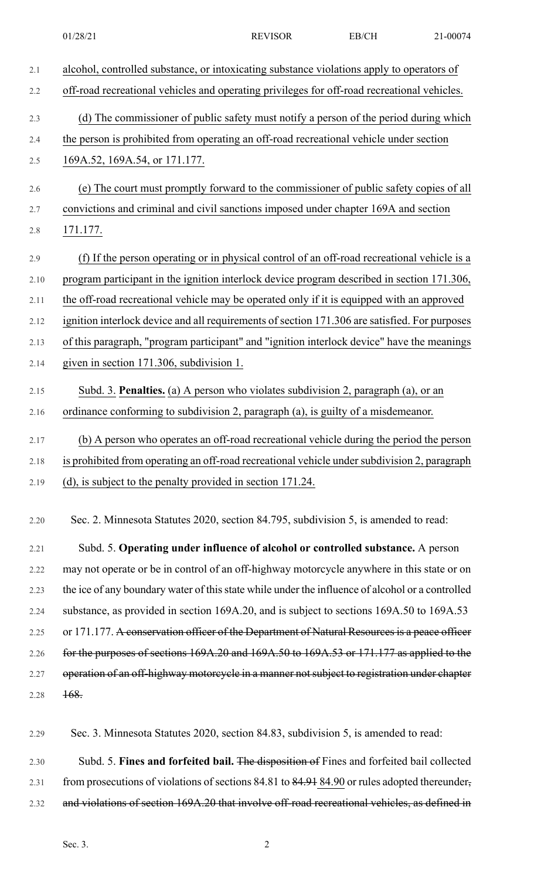alcohol, controlled substance, or intoxicating substance violations apply to operators of off-road recreational vehicles and operating privileges for off-road recreational vehicles.

(d) The commissioner of public safety must notify a person of the period during which the person is prohibited from operating an off-road recreational vehicle under section 169A.52, 169A.54, or 171.177.

(e) The court must promptly forward to the commissioner of public safety copies of all convictions and criminal and civil sanctions imposed under chapter 169A and section 171.177.

(f) If the person operating or in physical control of an off-road recreational vehicle is a program participant in the ignition interlock device program described in section 171.306, the off-road recreational vehicle may be operated only if it is equipped with an approved ignition interlock device and all requirements of section 171.306 are satisfied. For purposes of this paragraph, "program participant" and "ignition interlock device" have the meanings given in section 171.306, subdivision 1.

Subd. 3. **Penalties.** (a) A person who violates subdivision 2, paragraph (a), or an ordinance conforming to subdivision 2, paragraph (a), is guilty of a misdemeanor.

(b) A person who operates an off-road recreational vehicle during the period the person is prohibited from operating an off-road recreational vehicle under subdivision 2, paragraph (d), is subject to the penalty provided in section 171.24.

Sec. 2. Minnesota Statutes 2020, section 84.795, subdivision 5, is amended to read:

Subd. 5. **Operating under influence of alcohol or controlled substance.** A person may not operate or be in control of an off-highway motorcycle anywhere in this state or on the ice of any boundary water of this state while under the influence of alcohol or a controlled substance, as provided in section 169A.20, and is subject to sections 169A.50 to 169A.53 or 171.177. ~~A conservation officer of the Department of Natural Resources is a peace officer for the purposes of sections 169A.20 and 169A.50 to 169A.53 or 171.177 as applied to the operation of an off-highway motorcycle in a manner not subject to registration under chapter 168.~~

Sec. 3. Minnesota Statutes 2020, section 84.83, subdivision 5, is amended to read:

Subd. 5. **Fines and forfeited bail.** ~~The disposition of~~ Fines and forfeited bail collected from prosecutions of violations of sections 84.81 to ~~84.91~~ 84.90 or rules adopted thereunder~~,~~ ~~and violations of section 169A.20 that involve off-road recreational vehicles, as defined in~~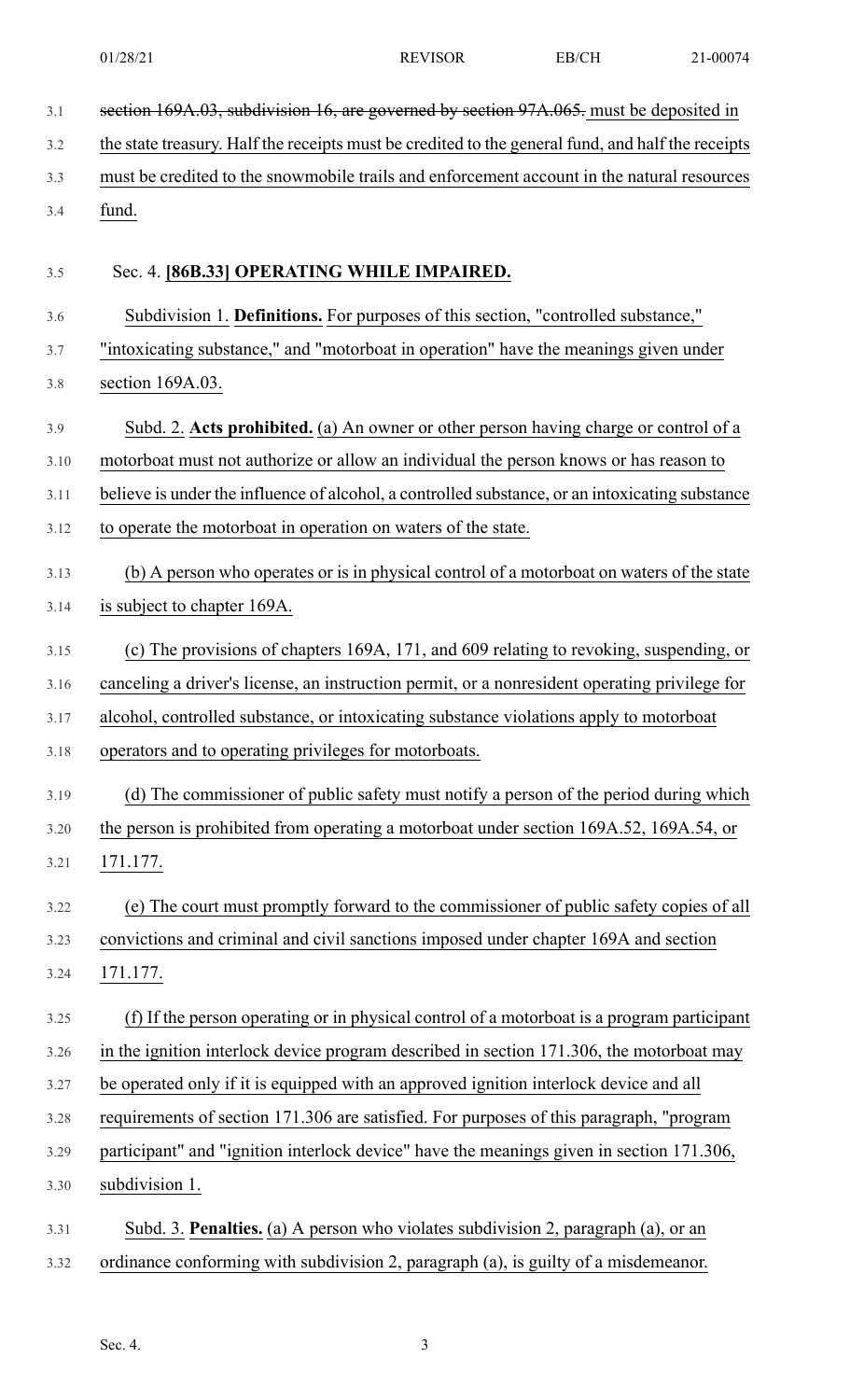section 169A.03, subdivision 16, are governed by section 97A.065. must be deposited in the state treasury. Half the receipts must be credited to the general fund, and half the receipts must be credited to the snowmobile trails and enforcement account in the natural resources fund.

Sec. 4. **[86B.33] OPERATING WHILE IMPAIRED.**

Subdivision 1. **Definitions.** For purposes of this section, "controlled substance," "intoxicating substance," and "motorboat in operation" have the meanings given under section 169A.03.

Subd. 2. **Acts prohibited.** (a) An owner or other person having charge or control of a motorboat must not authorize or allow an individual the person knows or has reason to believe is under the influence of alcohol, a controlled substance, or an intoxicating substance to operate the motorboat in operation on waters of the state.

(b) A person who operates or is in physical control of a motorboat on waters of the state is subject to chapter 169A.

(c) The provisions of chapters 169A, 171, and 609 relating to revoking, suspending, or canceling a driver's license, an instruction permit, or a nonresident operating privilege for alcohol, controlled substance, or intoxicating substance violations apply to motorboat operators and to operating privileges for motorboats.

(d) The commissioner of public safety must notify a person of the period during which the person is prohibited from operating a motorboat under section 169A.52, 169A.54, or 171.177.

(e) The court must promptly forward to the commissioner of public safety copies of all convictions and criminal and civil sanctions imposed under chapter 169A and section 171.177.

(f) If the person operating or in physical control of a motorboat is a program participant in the ignition interlock device program described in section 171.306, the motorboat may be operated only if it is equipped with an approved ignition interlock device and all requirements of section 171.306 are satisfied. For purposes of this paragraph, "program participant" and "ignition interlock device" have the meanings given in section 171.306, subdivision 1.

Subd. 3. **Penalties.** (a) A person who violates subdivision 2, paragraph (a), or an ordinance conforming with subdivision 2, paragraph (a), is guilty of a misdemeanor.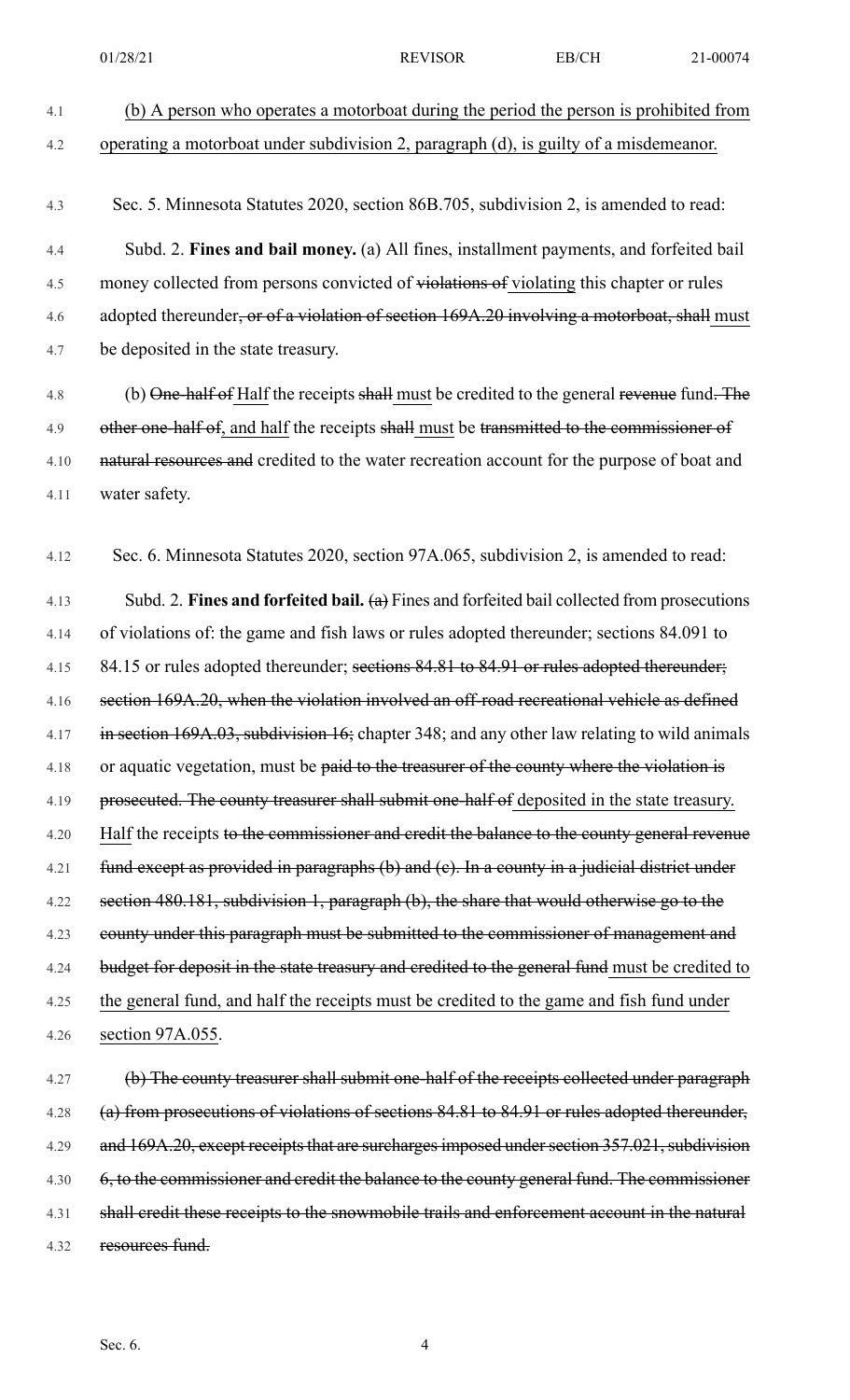(b) A person who operates a motorboat during the period the person is prohibited from operating a motorboat under subdivision 2, paragraph (d), is guilty of a misdemeanor.

Sec. 5. Minnesota Statutes 2020, section 86B.705, subdivision 2, is amended to read:

Subd. 2. **Fines and bail money.** (a) All fines, installment payments, and forfeited bail money collected from persons convicted of ~~violations of~~ violating this chapter or rules adopted thereunder~~, or of a violation of section 169A.20 involving a motorboat, shall~~ must be deposited in the state treasury.

(b) ~~One-half of~~ Half the receipts ~~shall~~ must be credited to the general ~~revenue~~ fund~~. The other one-half of~~, and half the receipts ~~shall~~ must be ~~transmitted to the commissioner of natural resources and~~ credited to the water recreation account for the purpose of boat and water safety.

Sec. 6. Minnesota Statutes 2020, section 97A.065, subdivision 2, is amended to read:

Subd. 2. **Fines and forfeited bail.** ~~(a)~~ Fines and forfeited bail collected from prosecutions of violations of: the game and fish laws or rules adopted thereunder; sections 84.091 to 84.15 or rules adopted thereunder; ~~sections 84.81 to 84.91 or rules adopted thereunder; section 169A.20, when the violation involved an off-road recreational vehicle as defined in section 169A.03, subdivision 16;~~ chapter 348; and any other law relating to wild animals or aquatic vegetation, must be ~~paid to the treasurer of the county where the violation is prosecuted. The county treasurer shall submit one-half of~~ deposited in the state treasury. Half the receipts ~~to the commissioner and credit the balance to the county general revenue fund except as provided in paragraphs (b) and (c). In a county in a judicial district under section 480.181, subdivision 1, paragraph (b), the share that would otherwise go to the county under this paragraph must be submitted to the commissioner of management and budget for deposit in the state treasury and credited to the general fund~~ must be credited to the general fund, and half the receipts must be credited to the game and fish fund under section 97A.055.

~~(b) The county treasurer shall submit one-half of the receipts collected under paragraph (a) from prosecutions of violations of sections 84.81 to 84.91 or rules adopted thereunder, and 169A.20, except receipts that are surcharges imposed under section 357.021, subdivision 6, to the commissioner and credit the balance to the county general fund. The commissioner shall credit these receipts to the snowmobile trails and enforcement account in the natural resources fund.~~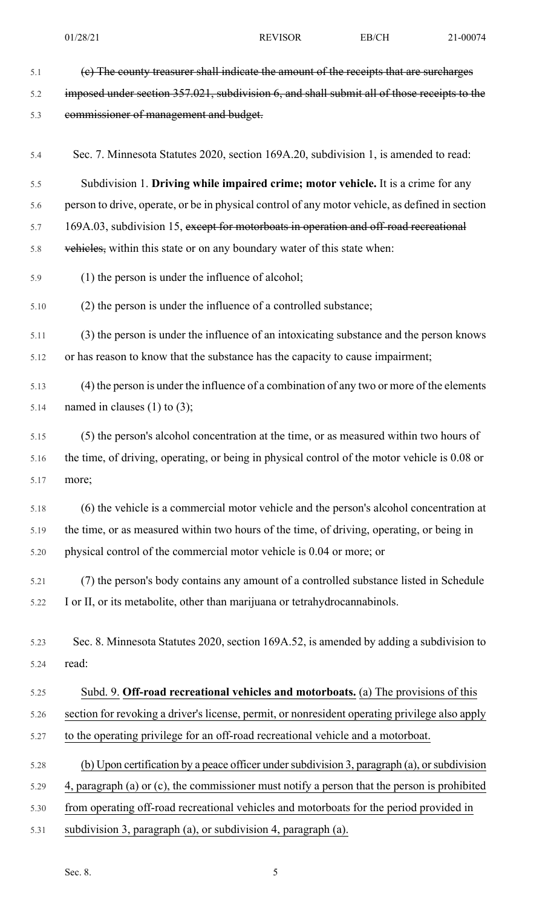~~(c) The county treasurer shall indicate the amount of the receipts that are surcharges imposed under section 357.021, subdivision 6, and shall submit all of those receipts to the commissioner of management and budget.~~

Sec. 7. Minnesota Statutes 2020, section 169A.20, subdivision 1, is amended to read:

Subdivision 1. **Driving while impaired crime; motor vehicle.** It is a crime for any person to drive, operate, or be in physical control of any motor vehicle, as defined in section 169A.03, subdivision 15, ~~except for motorboats in operation and off-road recreational vehicles,~~ within this state or on any boundary water of this state when:

(1) the person is under the influence of alcohol;

(2) the person is under the influence of a controlled substance;

(3) the person is under the influence of an intoxicating substance and the person knows or has reason to know that the substance has the capacity to cause impairment;

(4) the person is under the influence of a combination of any two or more of the elements named in clauses (1) to (3);

(5) the person's alcohol concentration at the time, or as measured within two hours of the time, of driving, operating, or being in physical control of the motor vehicle is 0.08 or more;

(6) the vehicle is a commercial motor vehicle and the person's alcohol concentration at the time, or as measured within two hours of the time, of driving, operating, or being in physical control of the commercial motor vehicle is 0.04 or more; or

(7) the person's body contains any amount of a controlled substance listed in Schedule I or II, or its metabolite, other than marijuana or tetrahydrocannabinols.

Sec. 8. Minnesota Statutes 2020, section 169A.52, is amended by adding a subdivision to read:

<u>Subd. 9.</u> <u>**Off-road recreational vehicles and motorboats.**</u> <u>(a) The provisions of this section for revoking a driver's license, permit, or nonresident operating privilege also apply to the operating privilege for an off-road recreational vehicle and a motorboat.</u>

<u>(b) Upon certification by a peace officer under subdivision 3, paragraph (a), or subdivision 4, paragraph (a) or (c), the commissioner must notify a person that the person is prohibited from operating off-road recreational vehicles and motorboats for the period provided in subdivision 3, paragraph (a), or subdivision 4, paragraph (a).</u>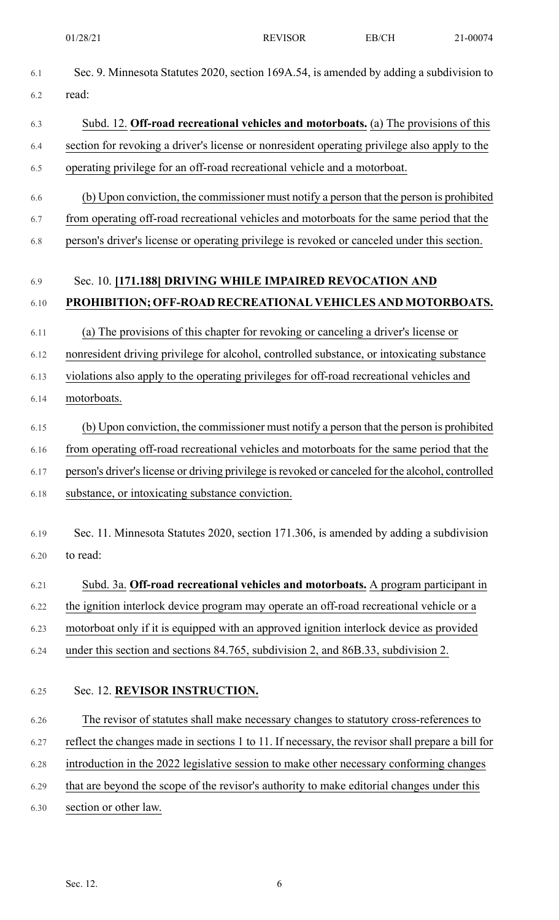Sec. 9. Minnesota Statutes 2020, section 169A.54, is amended by adding a subdivision to read:

Subd. 12. **Off-road recreational vehicles and motorboats.** (a) The provisions of this section for revoking a driver's license or nonresident operating privilege also apply to the operating privilege for an off-road recreational vehicle and a motorboat.

(b) Upon conviction, the commissioner must notify a person that the person is prohibited from operating off-road recreational vehicles and motorboats for the same period that the person's driver's license or operating privilege is revoked or canceled under this section.

Sec. 10. **[171.188] DRIVING WHILE IMPAIRED REVOCATION AND PROHIBITION; OFF-ROAD RECREATIONAL VEHICLES AND MOTORBOATS.**

(a) The provisions of this chapter for revoking or canceling a driver's license or nonresident driving privilege for alcohol, controlled substance, or intoxicating substance violations also apply to the operating privileges for off-road recreational vehicles and motorboats.

(b) Upon conviction, the commissioner must notify a person that the person is prohibited from operating off-road recreational vehicles and motorboats for the same period that the person's driver's license or driving privilege is revoked or canceled for the alcohol, controlled substance, or intoxicating substance conviction.

Sec. 11. Minnesota Statutes 2020, section 171.306, is amended by adding a subdivision to read:

Subd. 3a. **Off-road recreational vehicles and motorboats.** A program participant in the ignition interlock device program may operate an off-road recreational vehicle or a motorboat only if it is equipped with an approved ignition interlock device as provided under this section and sections 84.765, subdivision 2, and 86B.33, subdivision 2.

Sec. 12. **REVISOR INSTRUCTION.**

The revisor of statutes shall make necessary changes to statutory cross-references to reflect the changes made in sections 1 to 11. If necessary, the revisor shall prepare a bill for introduction in the 2022 legislative session to make other necessary conforming changes that are beyond the scope of the revisor's authority to make editorial changes under this section or other law.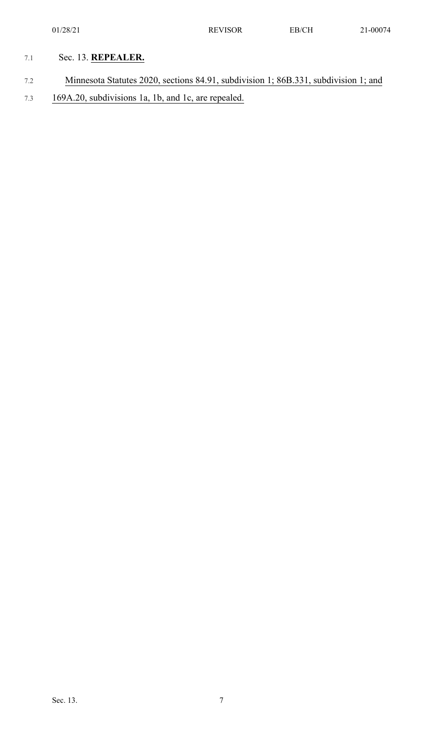Sec. 13. **REPEALER.**

Minnesota Statutes 2020, sections 84.91, subdivision 1; 86B.331, subdivision 1; and 169A.20, subdivisions 1a, 1b, and 1c, are repealed.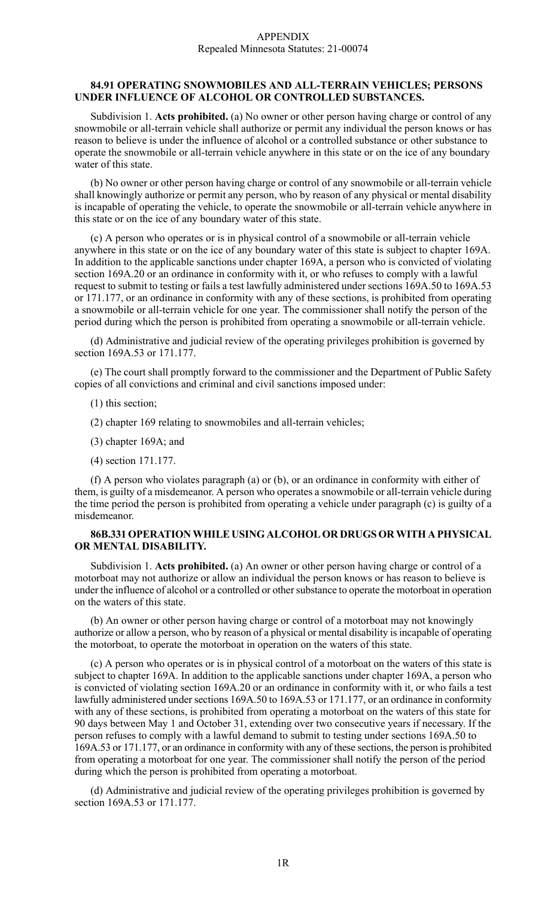**84.91 OPERATING SNOWMOBILES AND ALL-TERRAIN VEHICLES; PERSONS UNDER INFLUENCE OF ALCOHOL OR CONTROLLED SUBSTANCES.**

Subdivision 1. **Acts prohibited.** (a) No owner or other person having charge or control of any snowmobile or all-terrain vehicle shall authorize or permit any individual the person knows or has reason to believe is under the influence of alcohol or a controlled substance or other substance to operate the snowmobile or all-terrain vehicle anywhere in this state or on the ice of any boundary water of this state.

(b) No owner or other person having charge or control of any snowmobile or all-terrain vehicle shall knowingly authorize or permit any person, who by reason of any physical or mental disability is incapable of operating the vehicle, to operate the snowmobile or all-terrain vehicle anywhere in this state or on the ice of any boundary water of this state.

(c) A person who operates or is in physical control of a snowmobile or all-terrain vehicle anywhere in this state or on the ice of any boundary water of this state is subject to chapter 169A. In addition to the applicable sanctions under chapter 169A, a person who is convicted of violating section 169A.20 or an ordinance in conformity with it, or who refuses to comply with a lawful request to submit to testing or fails a test lawfully administered under sections 169A.50 to 169A.53 or 171.177, or an ordinance in conformity with any of these sections, is prohibited from operating a snowmobile or all-terrain vehicle for one year. The commissioner shall notify the person of the period during which the person is prohibited from operating a snowmobile or all-terrain vehicle.

(d) Administrative and judicial review of the operating privileges prohibition is governed by section 169A.53 or 171.177.

(e) The court shall promptly forward to the commissioner and the Department of Public Safety copies of all convictions and criminal and civil sanctions imposed under:

(1) this section;

(2) chapter 169 relating to snowmobiles and all-terrain vehicles;

(3) chapter 169A; and

(4) section 171.177.

(f) A person who violates paragraph (a) or (b), or an ordinance in conformity with either of them, is guilty of a misdemeanor. A person who operates a snowmobile or all-terrain vehicle during the time period the person is prohibited from operating a vehicle under paragraph (c) is guilty of a misdemeanor.

**86B.331 OPERATION WHILE USING ALCOHOL OR DRUGS OR WITH A PHYSICAL OR MENTAL DISABILITY.**

Subdivision 1. **Acts prohibited.** (a) An owner or other person having charge or control of a motorboat may not authorize or allow an individual the person knows or has reason to believe is under the influence of alcohol or a controlled or other substance to operate the motorboat in operation on the waters of this state.

(b) An owner or other person having charge or control of a motorboat may not knowingly authorize or allow a person, who by reason of a physical or mental disability is incapable of operating the motorboat, to operate the motorboat in operation on the waters of this state.

(c) A person who operates or is in physical control of a motorboat on the waters of this state is subject to chapter 169A. In addition to the applicable sanctions under chapter 169A, a person who is convicted of violating section 169A.20 or an ordinance in conformity with it, or who fails a test lawfully administered under sections 169A.50 to 169A.53 or 171.177, or an ordinance in conformity with any of these sections, is prohibited from operating a motorboat on the waters of this state for 90 days between May 1 and October 31, extending over two consecutive years if necessary. If the person refuses to comply with a lawful demand to submit to testing under sections 169A.50 to 169A.53 or 171.177, or an ordinance in conformity with any of these sections, the person is prohibited from operating a motorboat for one year. The commissioner shall notify the person of the period during which the person is prohibited from operating a motorboat.

(d) Administrative and judicial review of the operating privileges prohibition is governed by section 169A.53 or 171.177.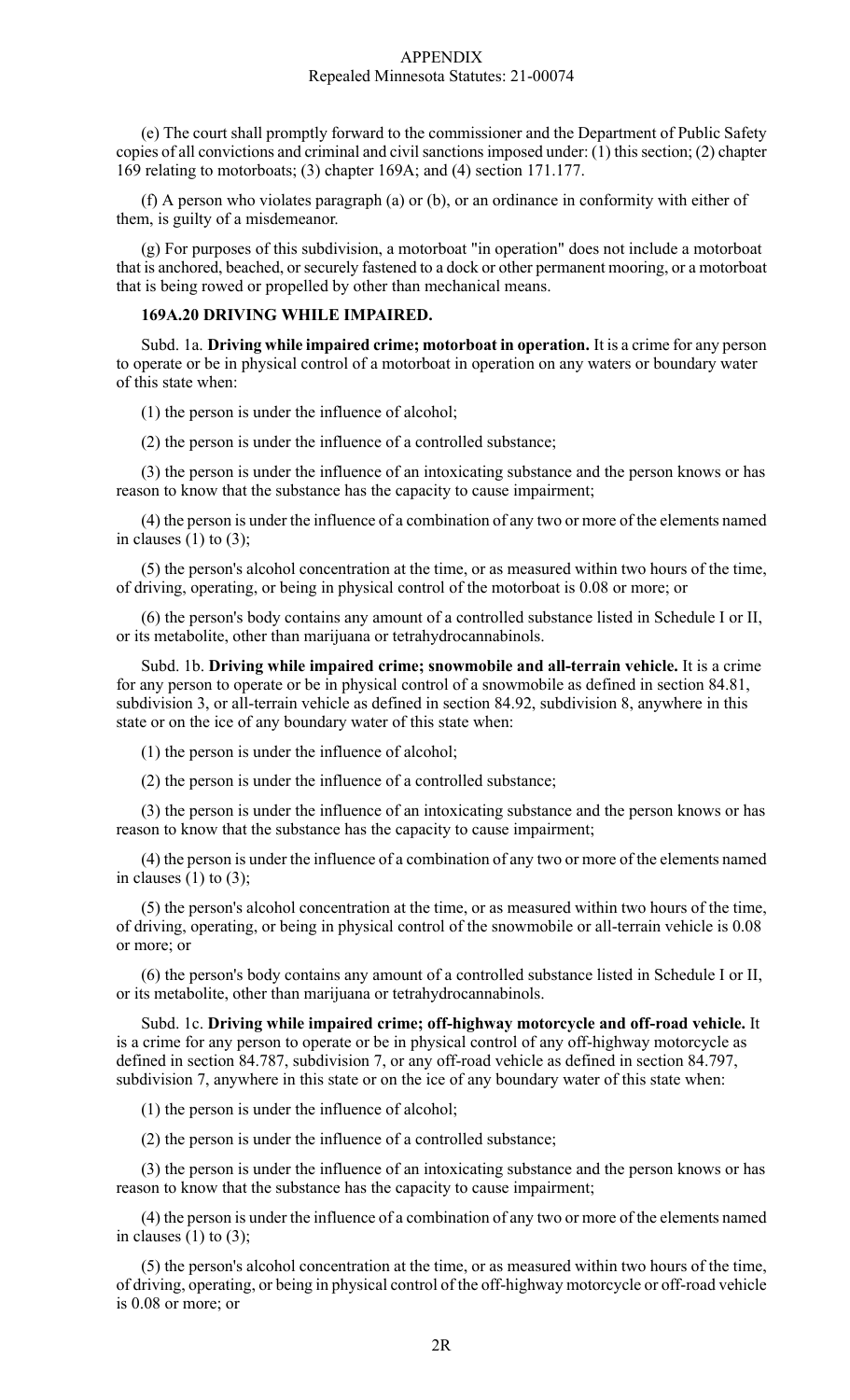(e) The court shall promptly forward to the commissioner and the Department of Public Safety copies of all convictions and criminal and civil sanctions imposed under: (1) this section; (2) chapter 169 relating to motorboats; (3) chapter 169A; and (4) section 171.177.

(f) A person who violates paragraph (a) or (b), or an ordinance in conformity with either of them, is guilty of a misdemeanor.

(g) For purposes of this subdivision, a motorboat "in operation" does not include a motorboat that is anchored, beached, or securely fastened to a dock or other permanent mooring, or a motorboat that is being rowed or propelled by other than mechanical means.

**169A.20 DRIVING WHILE IMPAIRED.**

Subd. 1a. **Driving while impaired crime; motorboat in operation.** It is a crime for any person to operate or be in physical control of a motorboat in operation on any waters or boundary water of this state when:

(1) the person is under the influence of alcohol;

(2) the person is under the influence of a controlled substance;

(3) the person is under the influence of an intoxicating substance and the person knows or has reason to know that the substance has the capacity to cause impairment;

(4) the person is under the influence of a combination of any two or more of the elements named in clauses (1) to (3);

(5) the person's alcohol concentration at the time, or as measured within two hours of the time, of driving, operating, or being in physical control of the motorboat is 0.08 or more; or

(6) the person's body contains any amount of a controlled substance listed in Schedule I or II, or its metabolite, other than marijuana or tetrahydrocannabinols.

Subd. 1b. **Driving while impaired crime; snowmobile and all-terrain vehicle.** It is a crime for any person to operate or be in physical control of a snowmobile as defined in section 84.81, subdivision 3, or all-terrain vehicle as defined in section 84.92, subdivision 8, anywhere in this state or on the ice of any boundary water of this state when:

(1) the person is under the influence of alcohol;

(2) the person is under the influence of a controlled substance;

(3) the person is under the influence of an intoxicating substance and the person knows or has reason to know that the substance has the capacity to cause impairment;

(4) the person is under the influence of a combination of any two or more of the elements named in clauses (1) to (3);

(5) the person's alcohol concentration at the time, or as measured within two hours of the time, of driving, operating, or being in physical control of the snowmobile or all-terrain vehicle is 0.08 or more; or

(6) the person's body contains any amount of a controlled substance listed in Schedule I or II, or its metabolite, other than marijuana or tetrahydrocannabinols.

Subd. 1c. **Driving while impaired crime; off-highway motorcycle and off-road vehicle.** It is a crime for any person to operate or be in physical control of any off-highway motorcycle as defined in section 84.787, subdivision 7, or any off-road vehicle as defined in section 84.797, subdivision 7, anywhere in this state or on the ice of any boundary water of this state when:

(1) the person is under the influence of alcohol;

(2) the person is under the influence of a controlled substance;

(3) the person is under the influence of an intoxicating substance and the person knows or has reason to know that the substance has the capacity to cause impairment;

(4) the person is under the influence of a combination of any two or more of the elements named in clauses (1) to (3);

(5) the person's alcohol concentration at the time, or as measured within two hours of the time, of driving, operating, or being in physical control of the off-highway motorcycle or off-road vehicle is 0.08 or more; or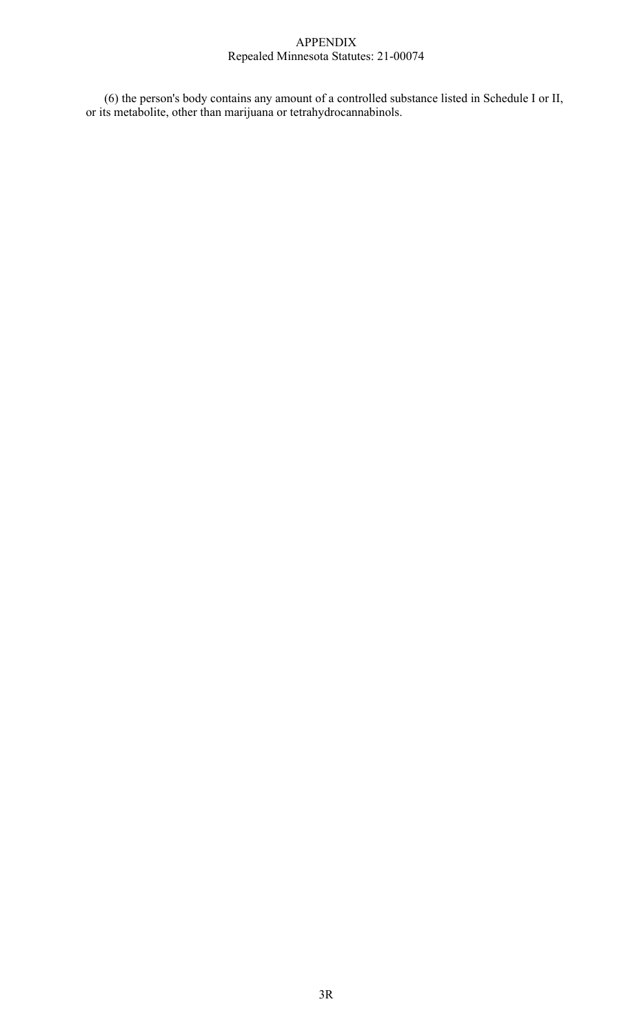(6) the person's body contains any amount of a controlled substance listed in Schedule I or II, or its metabolite, other than marijuana or tetrahydrocannabinols.